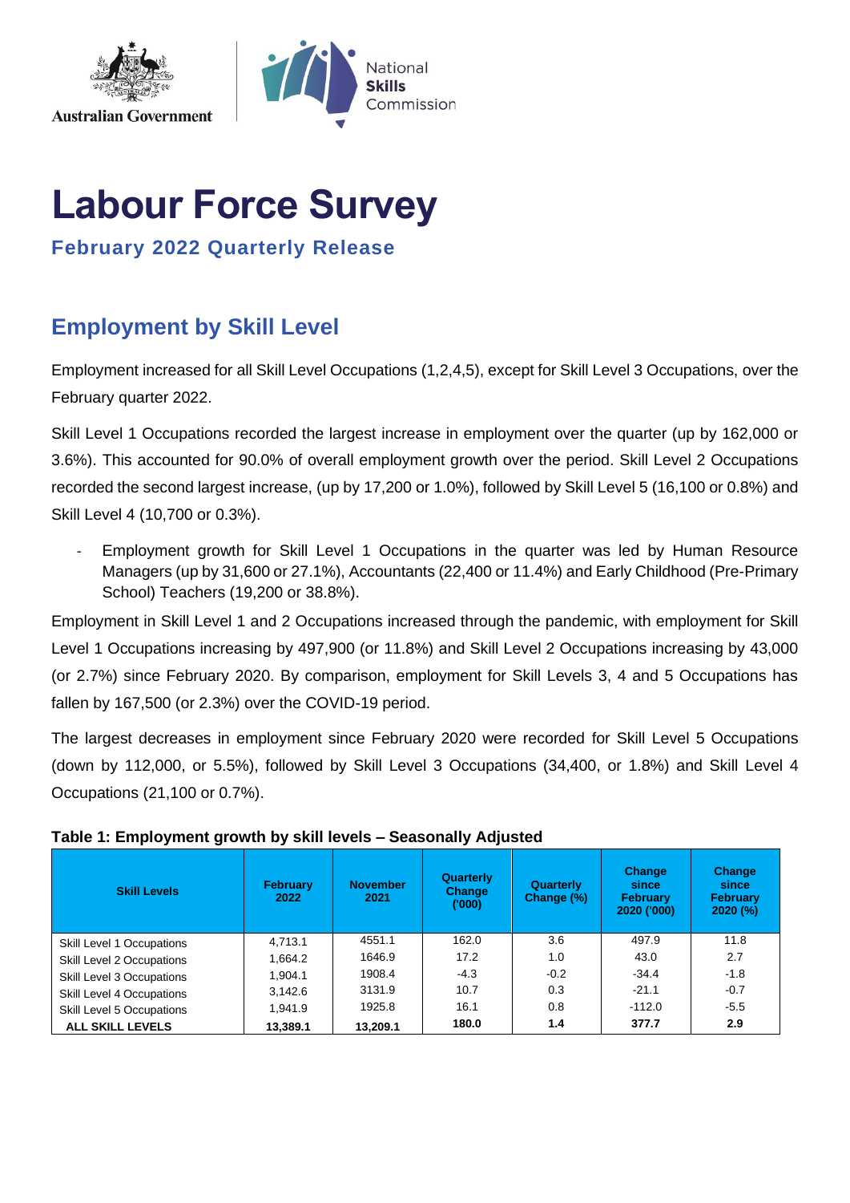Australian Government

National Skills Commission

# Labour Force Survey

### February 2022 Quarterly Release

## Employment by Skill Level

Employment increased for all Skill Level Occupations (1,2,4,5), except for Skill Level 3 Occupations, over the February quarter 2022.

Skill Level 1 Occupations recorded the largest increase in employment over the quarter (up by 162,000 or 3.6%). This accounted for 90.0% of overall employment growth over the period. Skill Level 2 Occupations recorded the second largest increase, (up by 17,200 or 1.0%), followed by Skill Level 5 (16,100 or 0.8%) and Skill Level 4 (10,700 or 0.3%).

- Employment growth for Skill Level 1 Occupations in the quarter was led by Human Resource Managers (up by 31,600 or 27.1%), Accountants (22,400 or 11.4%) and Early Childhood (Pre-Primary School) Teachers (19,200 or 38.8%).

Employment in Skill Level 1 and 2 Occupations increased through the pandemic, with employment for Skill Level 1 Occupations increasing by 497,900 (or 11.8%) and Skill Level 2 Occupations increasing by 43,000 (or 2.7%) since February 2020. By comparison, employment for Skill Levels 3, 4 and 5 Occupations has fallen by 167,500 (or 2.3%) over the COVID-19 period.

The largest decreases in employment since February 2020 were recorded for Skill Level 5 Occupations (down by 112,000, or 5.5%), followed by Skill Level 3 Occupations (34,400, or 1.8%) and Skill Level 4 Occupations (21,100 or 0.7%).

**Table 1: Employment growth by skill levels – Seasonally Adjusted**

| Skill Levels | February 2022 | November 2021 | Quarterly Change ('000) | Quarterly Change (%) | Change since February 2020 ('000) | Change since February 2020 (%) |
|---|---|---|---|---|---|---|
| Skill Level 1 Occupations | 4,713.1 | 4551.1 | 162.0 | 3.6 | 497.9 | 11.8 |
| Skill Level 2 Occupations | 1,664.2 | 1646.9 | 17.2 | 1.0 | 43.0 | 2.7 |
| Skill Level 3 Occupations | 1,904.1 | 1908.4 | -4.3 | -0.2 | -34.4 | -1.8 |
| Skill Level 4 Occupations | 3,142.6 | 3131.9 | 10.7 | 0.3 | -21.1 | -0.7 |
| Skill Level 5 Occupations | 1,941.9 | 1925.8 | 16.1 | 0.8 | -112.0 | -5.5 |
| **ALL SKILL LEVELS** | **13,389.1** | **13,209.1** | **180.0** | **1.4** | **377.7** | **2.9** |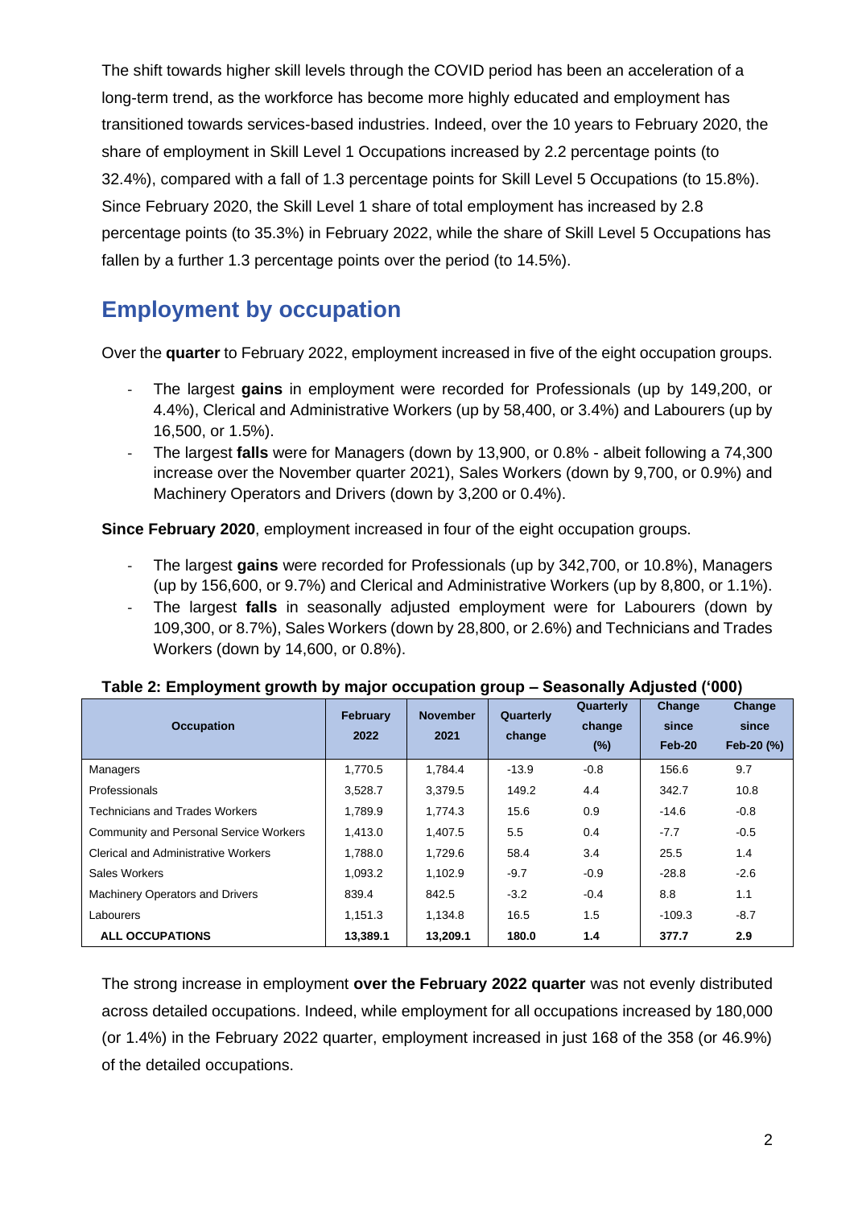The shift towards higher skill levels through the COVID period has been an acceleration of a long-term trend, as the workforce has become more highly educated and employment has transitioned towards services-based industries. Indeed, over the 10 years to February 2020, the share of employment in Skill Level 1 Occupations increased by 2.2 percentage points (to 32.4%), compared with a fall of 1.3 percentage points for Skill Level 5 Occupations (to 15.8%). Since February 2020, the Skill Level 1 share of total employment has increased by 2.8 percentage points (to 35.3%) in February 2022, while the share of Skill Level 5 Occupations has fallen by a further 1.3 percentage points over the period (to 14.5%).

## Employment by occupation

Over the **quarter** to February 2022, employment increased in five of the eight occupation groups.

- The largest **gains** in employment were recorded for Professionals (up by 149,200, or 4.4%), Clerical and Administrative Workers (up by 58,400, or 3.4%) and Labourers (up by 16,500, or 1.5%).
- The largest **falls** were for Managers (down by 13,900, or 0.8% - albeit following a 74,300 increase over the November quarter 2021), Sales Workers (down by 9,700, or 0.9%) and Machinery Operators and Drivers (down by 3,200 or 0.4%).

**Since February 2020**, employment increased in four of the eight occupation groups.

- The largest **gains** were recorded for Professionals (up by 342,700, or 10.8%), Managers (up by 156,600, or 9.7%) and Clerical and Administrative Workers (up by 8,800, or 1.1%).
- The largest **falls** in seasonally adjusted employment were for Labourers (down by 109,300, or 8.7%), Sales Workers (down by 28,800, or 2.6%) and Technicians and Trades Workers (down by 14,600, or 0.8%).

**Table 2: Employment growth by major occupation group – Seasonally Adjusted ('000)**

| Occupation | February 2022 | November 2021 | Quarterly change | Quarterly change (%) | Change since Feb-20 | Change since Feb-20 (%) |
|---|---|---|---|---|---|---|
| Managers | 1,770.5 | 1,784.4 | -13.9 | -0.8 | 156.6 | 9.7 |
| Professionals | 3,528.7 | 3,379.5 | 149.2 | 4.4 | 342.7 | 10.8 |
| Technicians and Trades Workers | 1,789.9 | 1,774.3 | 15.6 | 0.9 | -14.6 | -0.8 |
| Community and Personal Service Workers | 1,413.0 | 1,407.5 | 5.5 | 0.4 | -7.7 | -0.5 |
| Clerical and Administrative Workers | 1,788.0 | 1,729.6 | 58.4 | 3.4 | 25.5 | 1.4 |
| Sales Workers | 1,093.2 | 1,102.9 | -9.7 | -0.9 | -28.8 | -2.6 |
| Machinery Operators and Drivers | 839.4 | 842.5 | -3.2 | -0.4 | 8.8 | 1.1 |
| Labourers | 1,151.3 | 1,134.8 | 16.5 | 1.5 | -109.3 | -8.7 |
| **ALL OCCUPATIONS** | **13,389.1** | **13,209.1** | **180.0** | **1.4** | **377.7** | **2.9** |

The strong increase in employment **over the February 2022 quarter** was not evenly distributed across detailed occupations. Indeed, while employment for all occupations increased by 180,000 (or 1.4%) in the February 2022 quarter, employment increased in just 168 of the 358 (or 46.9%) of the detailed occupations.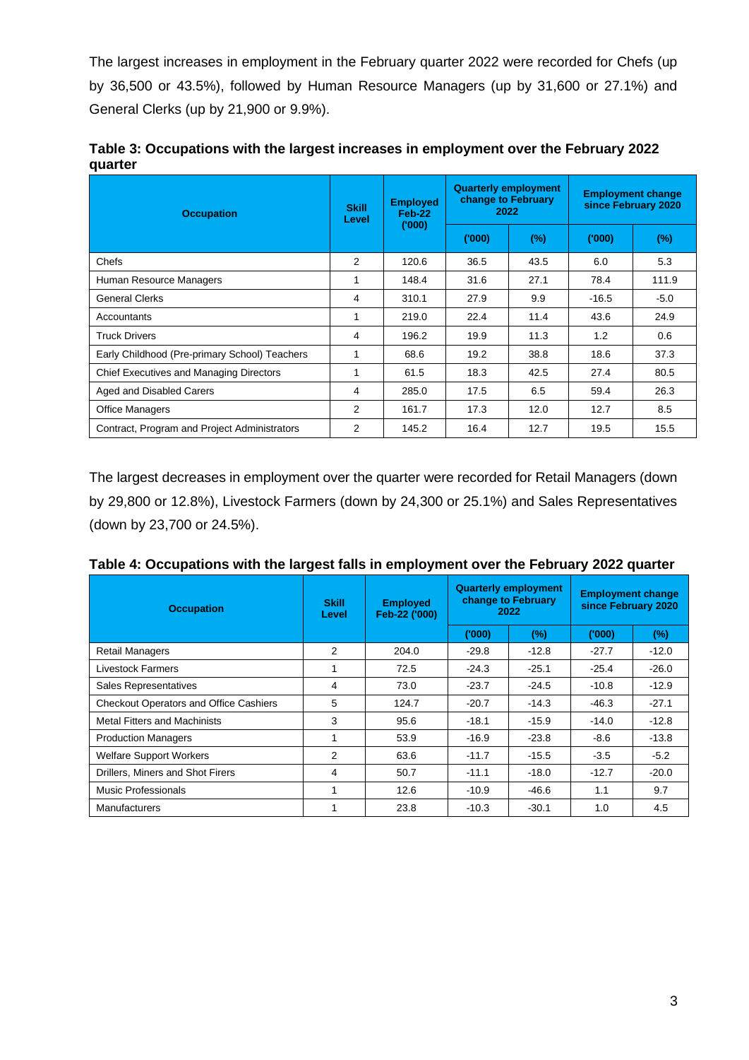The largest increases in employment in the February quarter 2022 were recorded for Chefs (up by 36,500 or 43.5%), followed by Human Resource Managers (up by 31,600 or 27.1%) and General Clerks (up by 21,900 or 9.9%).

**Table 3: Occupations with the largest increases in employment over the February 2022 quarter**

| Occupation | Skill Level | Employed Feb-22 ('000) | Quarterly employment change to February 2022 | | Employment change since February 2020 | |
|---|---|---|---|---|---|---|
| | | | ('000) | (%) | ('000) | (%) |
| Chefs | 2 | 120.6 | 36.5 | 43.5 | 6.0 | 5.3 |
| Human Resource Managers | 1 | 148.4 | 31.6 | 27.1 | 78.4 | 111.9 |
| General Clerks | 4 | 310.1 | 27.9 | 9.9 | -16.5 | -5.0 |
| Accountants | 1 | 219.0 | 22.4 | 11.4 | 43.6 | 24.9 |
| Truck Drivers | 4 | 196.2 | 19.9 | 11.3 | 1.2 | 0.6 |
| Early Childhood (Pre-primary School) Teachers | 1 | 68.6 | 19.2 | 38.8 | 18.6 | 37.3 |
| Chief Executives and Managing Directors | 1 | 61.5 | 18.3 | 42.5 | 27.4 | 80.5 |
| Aged and Disabled Carers | 4 | 285.0 | 17.5 | 6.5 | 59.4 | 26.3 |
| Office Managers | 2 | 161.7 | 17.3 | 12.0 | 12.7 | 8.5 |
| Contract, Program and Project Administrators | 2 | 145.2 | 16.4 | 12.7 | 19.5 | 15.5 |

The largest decreases in employment over the quarter were recorded for Retail Managers (down by 29,800 or 12.8%), Livestock Farmers (down by 24,300 or 25.1%) and Sales Representatives (down by 23,700 or 24.5%).

**Table 4: Occupations with the largest falls in employment over the February 2022 quarter**

| Occupation | Skill Level | Employed Feb-22 ('000) | Quarterly employment change to February 2022 | | Employment change since February 2020 | |
|---|---|---|---|---|---|---|
| | | | ('000) | (%) | ('000) | (%) |
| Retail Managers | 2 | 204.0 | -29.8 | -12.8 | -27.7 | -12.0 |
| Livestock Farmers | 1 | 72.5 | -24.3 | -25.1 | -25.4 | -26.0 |
| Sales Representatives | 4 | 73.0 | -23.7 | -24.5 | -10.8 | -12.9 |
| Checkout Operators and Office Cashiers | 5 | 124.7 | -20.7 | -14.3 | -46.3 | -27.1 |
| Metal Fitters and Machinists | 3 | 95.6 | -18.1 | -15.9 | -14.0 | -12.8 |
| Production Managers | 1 | 53.9 | -16.9 | -23.8 | -8.6 | -13.8 |
| Welfare Support Workers | 2 | 63.6 | -11.7 | -15.5 | -3.5 | -5.2 |
| Drillers, Miners and Shot Firers | 4 | 50.7 | -11.1 | -18.0 | -12.7 | -20.0 |
| Music Professionals | 1 | 12.6 | -10.9 | -46.6 | 1.1 | 9.7 |
| Manufacturers | 1 | 23.8 | -10.3 | -30.1 | 1.0 | 4.5 |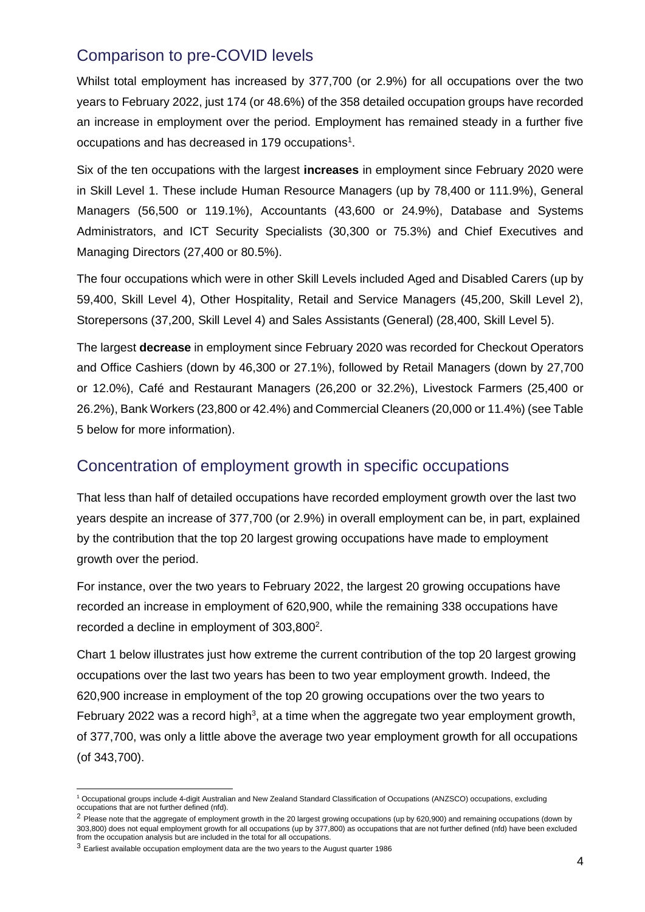## Comparison to pre-COVID levels

Whilst total employment has increased by 377,700 (or 2.9%) for all occupations over the two years to February 2022, just 174 (or 48.6%) of the 358 detailed occupation groups have recorded an increase in employment over the period. Employment has remained steady in a further five occupations and has decreased in 179 occupations[1].

Six of the ten occupations with the largest **increases** in employment since February 2020 were in Skill Level 1. These include Human Resource Managers (up by 78,400 or 111.9%), General Managers (56,500 or 119.1%), Accountants (43,600 or 24.9%), Database and Systems Administrators, and ICT Security Specialists (30,300 or 75.3%) and Chief Executives and Managing Directors (27,400 or 80.5%).

The four occupations which were in other Skill Levels included Aged and Disabled Carers (up by 59,400, Skill Level 4), Other Hospitality, Retail and Service Managers (45,200, Skill Level 2), Storepersons (37,200, Skill Level 4) and Sales Assistants (General) (28,400, Skill Level 5).

The largest **decrease** in employment since February 2020 was recorded for Checkout Operators and Office Cashiers (down by 46,300 or 27.1%), followed by Retail Managers (down by 27,700 or 12.0%), Café and Restaurant Managers (26,200 or 32.2%), Livestock Farmers (25,400 or 26.2%), Bank Workers (23,800 or 42.4%) and Commercial Cleaners (20,000 or 11.4%) (see Table 5 below for more information).

## Concentration of employment growth in specific occupations

That less than half of detailed occupations have recorded employment growth over the last two years despite an increase of 377,700 (or 2.9%) in overall employment can be, in part, explained by the contribution that the top 20 largest growing occupations have made to employment growth over the period.

For instance, over the two years to February 2022, the largest 20 growing occupations have recorded an increase in employment of 620,900, while the remaining 338 occupations have recorded a decline in employment of 303,800[2].

Chart 1 below illustrates just how extreme the current contribution of the top 20 largest growing occupations over the last two years has been to two year employment growth. Indeed, the 620,900 increase in employment of the top 20 growing occupations over the two years to February 2022 was a record high[3], at a time when the aggregate two year employment growth, of 377,700, was only a little above the average two year employment growth for all occupations (of 343,700).

---

[1] Occupational groups include 4-digit Australian and New Zealand Standard Classification of Occupations (ANZSCO) occupations, excluding occupations that are not further defined (nfd).

[2] Please note that the aggregate of employment growth in the 20 largest growing occupations (up by 620,900) and remaining occupations (down by 303,800) does not equal employment growth for all occupations (up by 377,800) as occupations that are not further defined (nfd) have been excluded from the occupation analysis but are included in the total for all occupations.

[3] Earliest available occupation employment data are the two years to the August quarter 1986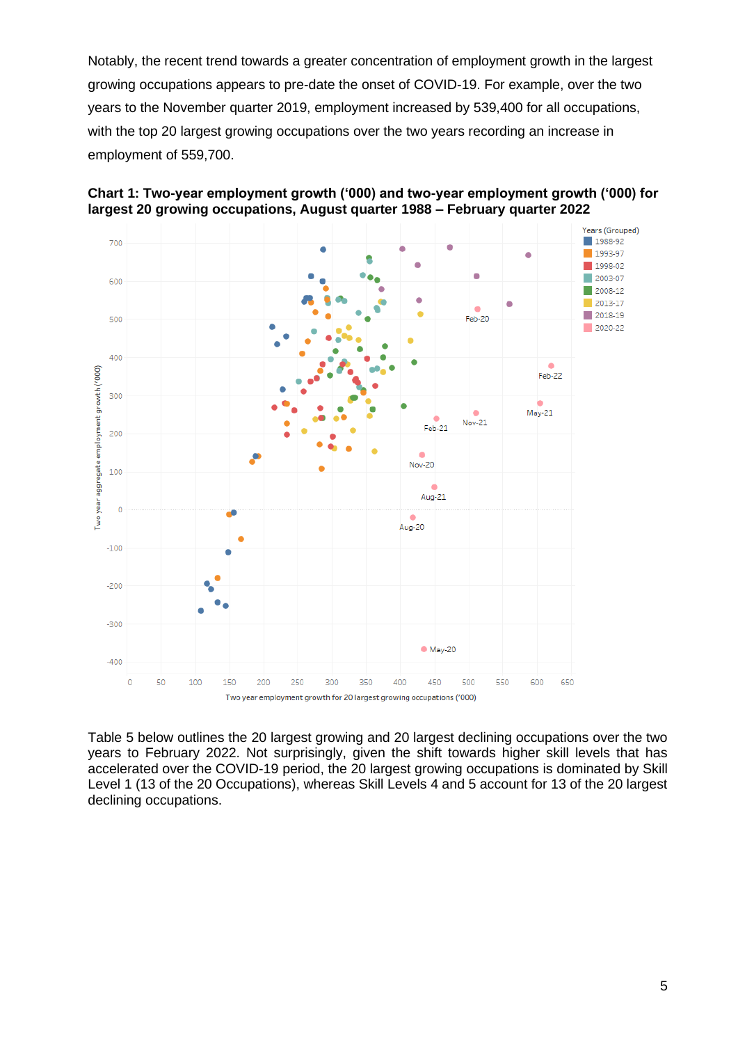Notably, the recent trend towards a greater concentration of employment growth in the largest growing occupations appears to pre-date the onset of COVID-19. For example, over the two years to the November quarter 2019, employment increased by 539,400 for all occupations, with the top 20 largest growing occupations over the two years recording an increase in employment of 559,700.

**Chart 1: Two-year employment growth ('000) and two-year employment growth ('000) for largest 20 growing occupations, August quarter 1988 – February quarter 2022**

Table 5 below outlines the 20 largest growing and 20 largest declining occupations over the two years to February 2022. Not surprisingly, given the shift towards higher skill levels that has accelerated over the COVID-19 period, the 20 largest growing occupations is dominated by Skill Level 1 (13 of the 20 Occupations), whereas Skill Levels 4 and 5 account for 13 of the 20 largest declining occupations.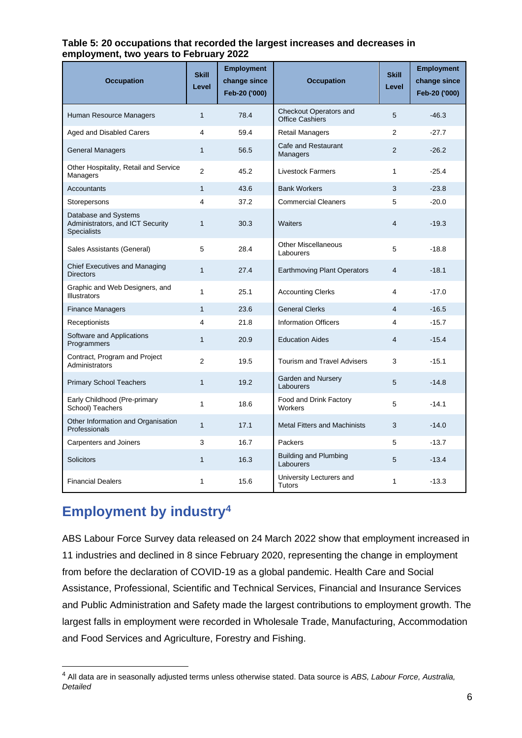**Table 5: 20 occupations that recorded the largest increases and decreases in employment, two years to February 2022**

| Occupation | Skill Level | Employment change since Feb-20 ('000) | Occupation | Skill Level | Employment change since Feb-20 ('000) |
|---|---|---|---|---|---|
| Human Resource Managers | 1 | 78.4 | Checkout Operators and Office Cashiers | 5 | -46.3 |
| Aged and Disabled Carers | 4 | 59.4 | Retail Managers | 2 | -27.7 |
| General Managers | 1 | 56.5 | Cafe and Restaurant Managers | 2 | -26.2 |
| Other Hospitality, Retail and Service Managers | 2 | 45.2 | Livestock Farmers | 1 | -25.4 |
| Accountants | 1 | 43.6 | Bank Workers | 3 | -23.8 |
| Storepersons | 4 | 37.2 | Commercial Cleaners | 5 | -20.0 |
| Database and Systems Administrators, and ICT Security Specialists | 1 | 30.3 | Waiters | 4 | -19.3 |
| Sales Assistants (General) | 5 | 28.4 | Other Miscellaneous Labourers | 5 | -18.8 |
| Chief Executives and Managing Directors | 1 | 27.4 | Earthmoving Plant Operators | 4 | -18.1 |
| Graphic and Web Designers, and Illustrators | 1 | 25.1 | Accounting Clerks | 4 | -17.0 |
| Finance Managers | 1 | 23.6 | General Clerks | 4 | -16.5 |
| Receptionists | 4 | 21.8 | Information Officers | 4 | -15.7 |
| Software and Applications Programmers | 1 | 20.9 | Education Aides | 4 | -15.4 |
| Contract, Program and Project Administrators | 2 | 19.5 | Tourism and Travel Advisers | 3 | -15.1 |
| Primary School Teachers | 1 | 19.2 | Garden and Nursery Labourers | 5 | -14.8 |
| Early Childhood (Pre-primary School) Teachers | 1 | 18.6 | Food and Drink Factory Workers | 5 | -14.1 |
| Other Information and Organisation Professionals | 1 | 17.1 | Metal Fitters and Machinists | 3 | -14.0 |
| Carpenters and Joiners | 3 | 16.7 | Packers | 5 | -13.7 |
| Solicitors | 1 | 16.3 | Building and Plumbing Labourers | 5 | -13.4 |
| Financial Dealers | 1 | 15.6 | University Lecturers and Tutors | 1 | -13.3 |

## Employment by industry[4]

ABS Labour Force Survey data released on 24 March 2022 show that employment increased in 11 industries and declined in 8 since February 2020, representing the change in employment from before the declaration of COVID-19 as a global pandemic. Health Care and Social Assistance, Professional, Scientific and Technical Services, Financial and Insurance Services and Public Administration and Safety made the largest contributions to employment growth. The largest falls in employment were recorded in Wholesale Trade, Manufacturing, Accommodation and Food Services and Agriculture, Forestry and Fishing.

[4] All data are in seasonally adjusted terms unless otherwise stated. Data source is *ABS, Labour Force, Australia, Detailed*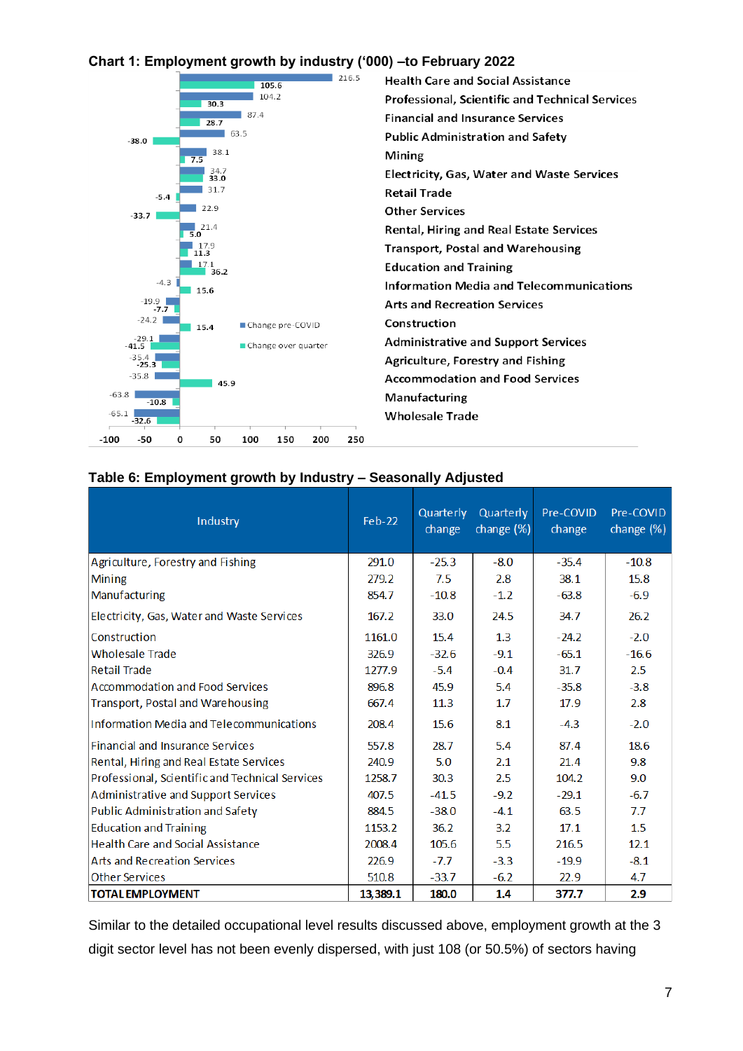## Chart 1: Employment growth by industry ('000) –to February 2022

| Industry | Change pre-COVID | Change over quarter |
|---|---|---|
| Health Care and Social Assistance | 216.5 | 105.6 |
| Professional, Scientific and Technical Services | 104.2 | 30.3 |
| Financial and Insurance Services | 87.4 | 28.7 |
| Public Administration and Safety | 63.5 | -38.0 |
| Mining | 38.1 | 7.5 |
| Electricity, Gas, Water and Waste Services | 34.7 | 33.0 |
| Retail Trade | 31.7 | -5.4 |
| Other Services | 22.9 | -33.7 |
| Rental, Hiring and Real Estate Services | 21.4 | 5.0 |
| Transport, Postal and Warehousing | 17.9 | 11.3 |
| Education and Training | 17.1 | 36.2 |
| Information Media and Telecommunications | -4.3 | 15.6 |
| Arts and Recreation Services | -19.9 | -7.7 |
| Construction | -24.2 | 15.4 |
| Administrative and Support Services | -29.1 | -41.5 |
| Agriculture, Forestry and Fishing | -35.4 | -25.3 |
| Accommodation and Food Services | -35.8 | 45.9 |
| Manufacturing | -63.8 | -10.8 |
| Wholesale Trade | -65.1 | -32.6 |

## Table 6: Employment growth by Industry – Seasonally Adjusted

| Industry | Feb-22 | Quarterly change | Quarterly change (%) | Pre-COVID change | Pre-COVID change (%) |
|---|---|---|---|---|---|
| Agriculture, Forestry and Fishing | 291.0 | -25.3 | -8.0 | -35.4 | -10.8 |
| Mining | 279.2 | 7.5 | 2.8 | 38.1 | 15.8 |
| Manufacturing | 854.7 | -10.8 | -1.2 | -63.8 | -6.9 |
| Electricity, Gas, Water and Waste Services | 167.2 | 33.0 | 24.5 | 34.7 | 26.2 |
| Construction | 1161.0 | 15.4 | 1.3 | -24.2 | -2.0 |
| Wholesale Trade | 326.9 | -32.6 | -9.1 | -65.1 | -16.6 |
| Retail Trade | 1277.9 | -5.4 | -0.4 | 31.7 | 2.5 |
| Accommodation and Food Services | 896.8 | 45.9 | 5.4 | -35.8 | -3.8 |
| Transport, Postal and Warehousing | 667.4 | 11.3 | 1.7 | 17.9 | 2.8 |
| Information Media and Telecommunications | 208.4 | 15.6 | 8.1 | -4.3 | -2.0 |
| Financial and Insurance Services | 557.8 | 28.7 | 5.4 | 87.4 | 18.6 |
| Rental, Hiring and Real Estate Services | 240.9 | 5.0 | 2.1 | 21.4 | 9.8 |
| Professional, Scientific and Technical Services | 1258.7 | 30.3 | 2.5 | 104.2 | 9.0 |
| Administrative and Support Services | 407.5 | -41.5 | -9.2 | -29.1 | -6.7 |
| Public Administration and Safety | 884.5 | -38.0 | -4.1 | 63.5 | 7.7 |
| Education and Training | 1153.2 | 36.2 | 3.2 | 17.1 | 1.5 |
| Health Care and Social Assistance | 2008.4 | 105.6 | 5.5 | 216.5 | 12.1 |
| Arts and Recreation Services | 226.9 | -7.7 | -3.3 | -19.9 | -8.1 |
| Other Services | 510.8 | -33.7 | -6.2 | 22.9 | 4.7 |
| **TOTAL EMPLOYMENT** | **13,389.1** | **180.0** | **1.4** | **377.7** | **2.9** |

Similar to the detailed occupational level results discussed above, employment growth at the 3 digit sector level has not been evenly dispersed, with just 108 (or 50.5%) of sectors having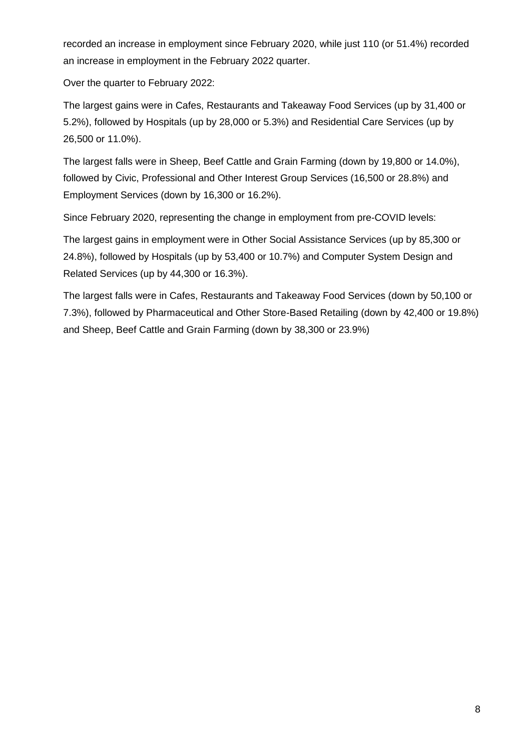recorded an increase in employment since February 2020, while just 110 (or 51.4%) recorded an increase in employment in the February 2022 quarter.

Over the quarter to February 2022:

The largest gains were in Cafes, Restaurants and Takeaway Food Services (up by 31,400 or 5.2%), followed by Hospitals (up by 28,000 or 5.3%) and Residential Care Services (up by 26,500 or 11.0%).

The largest falls were in Sheep, Beef Cattle and Grain Farming (down by 19,800 or 14.0%), followed by Civic, Professional and Other Interest Group Services (16,500 or 28.8%) and Employment Services (down by 16,300 or 16.2%).

Since February 2020, representing the change in employment from pre-COVID levels:

The largest gains in employment were in Other Social Assistance Services (up by 85,300 or 24.8%), followed by Hospitals (up by 53,400 or 10.7%) and Computer System Design and Related Services (up by 44,300 or 16.3%).

The largest falls were in Cafes, Restaurants and Takeaway Food Services (down by 50,100 or 7.3%), followed by Pharmaceutical and Other Store-Based Retailing (down by 42,400 or 19.8%) and Sheep, Beef Cattle and Grain Farming (down by 38,300 or 23.9%)